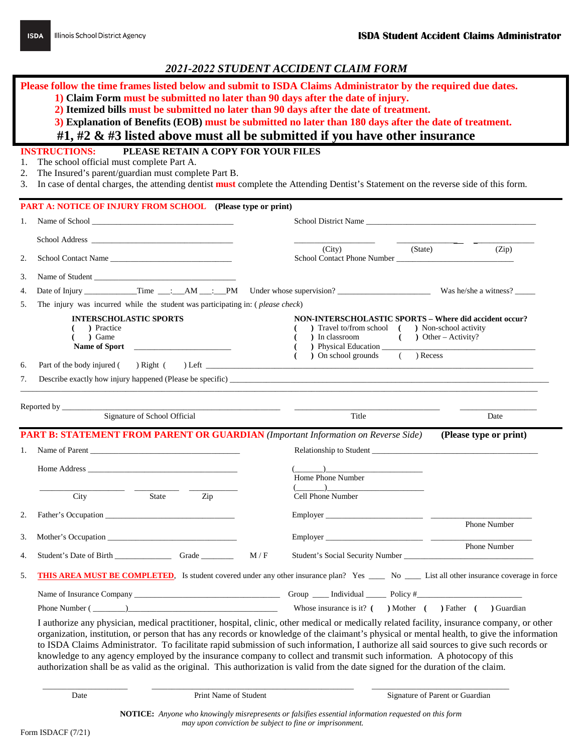ISDA Illinois School District Agency

**ISDA Student Accident Claims Administrator**

## *2021-2022 STUDENT ACCIDENT CLAIM FORM*

**Please follow the time frames listed below and submit to ISDA Claims Administrator by the required due dates.**

1) **Claim Form must be submitted no later than 90 days after the date of injury.**
2) **Itemized bills must be submitted no later than 90 days after the date of treatment.**
3) **Explanation of Benefits (EOB) must be submitted no later than 180 days after the date of treatment.**

**#1, #2 & #3 listed above must all be submitted if you have other insurance**

**INSTRUCTIONS:** **PLEASE RETAIN A COPY FOR YOUR FILES**

1. The school official must complete Part A.
2. The Insured's parent/guardian must complete Part B.
3. In case of dental charges, the attending dentist **must** complete the Attending Dentist's Statement on the reverse side of this form.

### PART A: NOTICE OF INJURY FROM SCHOOL (Please type or print)

1. Name of School ________________________________ School District Name ________________________________

   School Address ________________________________ ____________ ____________ ____________
   (City) (State) (Zip)

2. School Contact Name ________________________________ School Contact Phone Number ________________________________

3. Name of Student ________________________________

4. Date of Injury ____________ Time ___:___AM ___:___PM Under whose supervision? ____________________ Was he/she a witness? _____

5. The injury was incurred while the student was participating in: ( *please check*)

   **INTERSCHOLASTIC SPORTS**
   ( ) Practice
   ( ) Game
   **Name of Sport** ____________________

   **NON-INTERSCHOLASTIC SPORTS – Where did accident occur?**
   ( ) Travel to/from school ( ) Non-school activity
   ( ) In classroom ( ) Other – Activity?
   ( ) Physical Education ________________________________
   ( ) On school grounds ( ) Recess

6. Part of the body injured ( ) Right ( ) Left ________________________________

7. Describe exactly how injury happened (Please be specific) ________________________________

________________________________________________________________

Reported by ________________________________ ____________________ ____________
Signature of School Official Title Date

### PART B: STATEMENT FROM PARENT OR GUARDIAN *(Important Information on Reverse Side)* (Please type or print)

1. Name of Parent ________________________________ Relationship to Student ________________________________

   Home Address ________________________________ (______)____________________
   Home Phone Number

   ____________ ____________ ____________ (______)____________________
   City State Zip Cell Phone Number

2. Father's Occupation ________________________________ Employer ____________________ ____________________
   Phone Number

3. Mother's Occupation ________________________________ Employer ____________________ ____________________
   Phone Number

4. Student's Date of Birth ____________ Grade ________ M / F Student's Social Security Number ________________________________

5. **THIS AREA MUST BE COMPLETED**, Is student covered under any other insurance plan? Yes ____ No ____ List all other insurance coverage in force

   Name of Insurance Company ________________________________ Group ____ Individual _____ Policy #____________________

   Phone Number (________)________________________________ Whose insurance is it? ( ) Mother ( ) Father ( ) Guardian

   I authorize any physician, medical practitioner, hospital, clinic, other medical or medically related facility, insurance company, or other organization, institution, or person that has any records or knowledge of the claimant's physical or mental health, to give the information to ISDA Claims Administrator. To facilitate rapid submission of such information, I authorize all said sources to give such records or knowledge to any agency employed by the insurance company to collect and transmit such information. A photocopy of this authorization shall be as valid as the original. This authorization is valid from the date signed for the duration of the claim.

____________ ________________________________ ____________________
Date Print Name of Student Signature of Parent or Guardian

**NOTICE:** *Anyone who knowingly misrepresents or falsifies essential information requested on this form may upon conviction be subject to fine or imprisonment.*

Form ISDACF (7/21)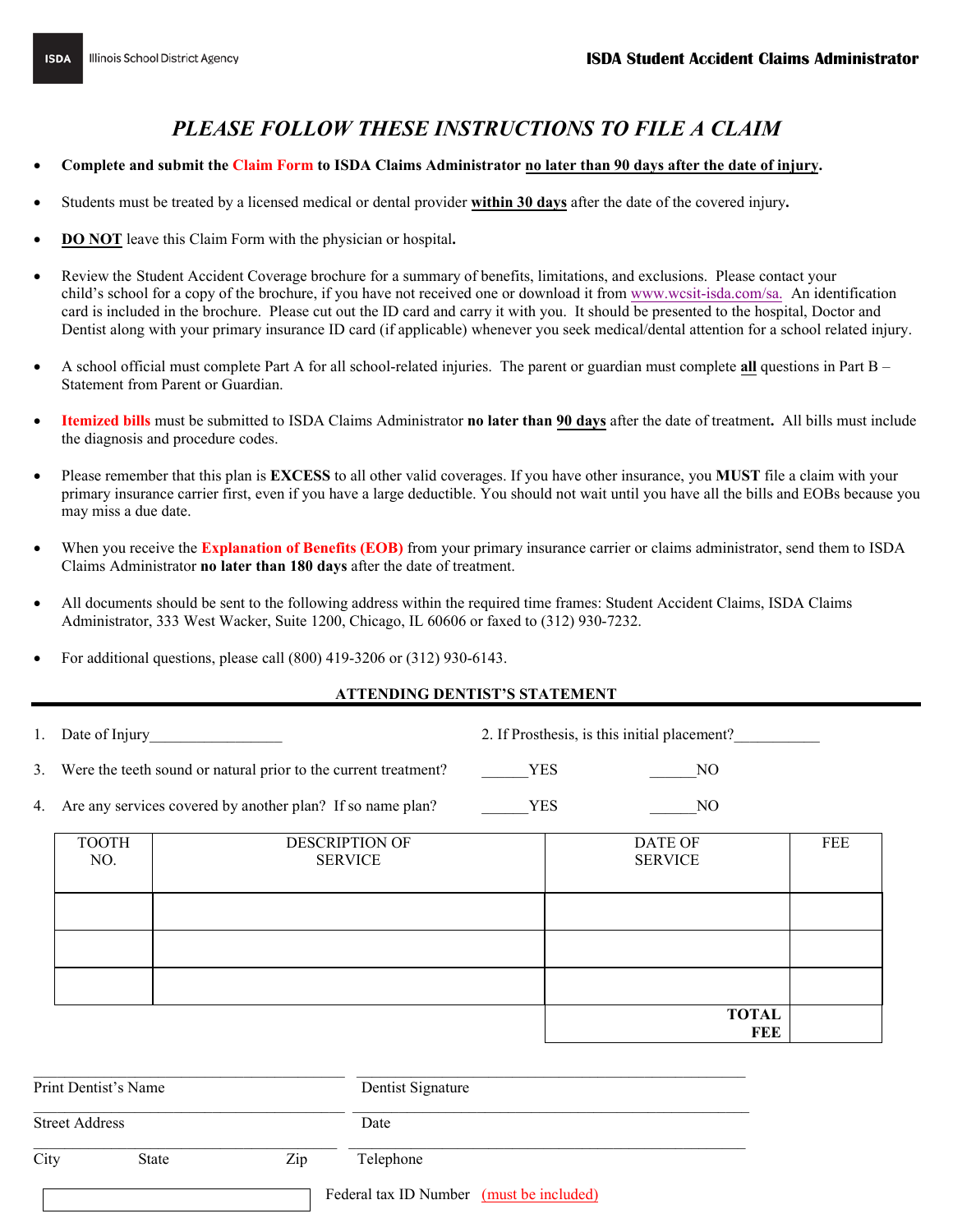ISDA Illinois School District Agency

**ISDA Student Accident Claims Administrator**

## *PLEASE FOLLOW THESE INSTRUCTIONS TO FILE A CLAIM*

- **Complete and submit the Claim Form to ISDA Claims Administrator no later than 90 days after the date of injury.**
- Students must be treated by a licensed medical or dental provider **within 30 days** after the date of the covered injury**.**
- **DO NOT** leave this Claim Form with the physician or hospital**.**
- Review the Student Accident Coverage brochure for a summary of benefits, limitations, and exclusions. Please contact your child's school for a copy of the brochure, if you have not received one or download it from www.wcsit-isda.com/sa. An identification card is included in the brochure. Please cut out the ID card and carry it with you. It should be presented to the hospital, Doctor and Dentist along with your primary insurance ID card (if applicable) whenever you seek medical/dental attention for a school related injury.
- A school official must complete Part A for all school-related injuries. The parent or guardian must complete **all** questions in Part B – Statement from Parent or Guardian.
- **Itemized bills** must be submitted to ISDA Claims Administrator **no later than 90 days** after the date of treatment**.** All bills must include the diagnosis and procedure codes.
- Please remember that this plan is **EXCESS** to all other valid coverages. If you have other insurance, you **MUST** file a claim with your primary insurance carrier first, even if you have a large deductible. You should not wait until you have all the bills and EOBs because you may miss a due date.
- When you receive the **Explanation of Benefits (EOB)** from your primary insurance carrier or claims administrator, send them to ISDA Claims Administrator **no later than 180 days** after the date of treatment.
- All documents should be sent to the following address within the required time frames: Student Accident Claims, ISDA Claims Administrator, 333 West Wacker, Suite 1200, Chicago, IL 60606 or faxed to (312) 930-7232.
- For additional questions, please call (800) 419-3206 or (312) 930-6143.

### ATTENDING DENTIST'S STATEMENT

1. Date of Injury_________________
2. If Prosthesis, is this initial placement?___________
3. Were the teeth sound or natural prior to the current treatment? ______YES ______NO
4. Are any services covered by another plan? If so name plan? ______YES ______NO

| TOOTH NO. | DESCRIPTION OF SERVICE | DATE OF SERVICE | FEE |
|---|---|---|---|
| | | | |
| | | | |
| | | | |
| | | **TOTAL FEE** | |

_______________________________ Print Dentist's Name

_______________________________ Dentist Signature

_______________________________ Street Address

_______________________________ Date

_______________________________ City State Zip

_______________________________ Telephone

[ ] Federal tax ID Number (must be included)